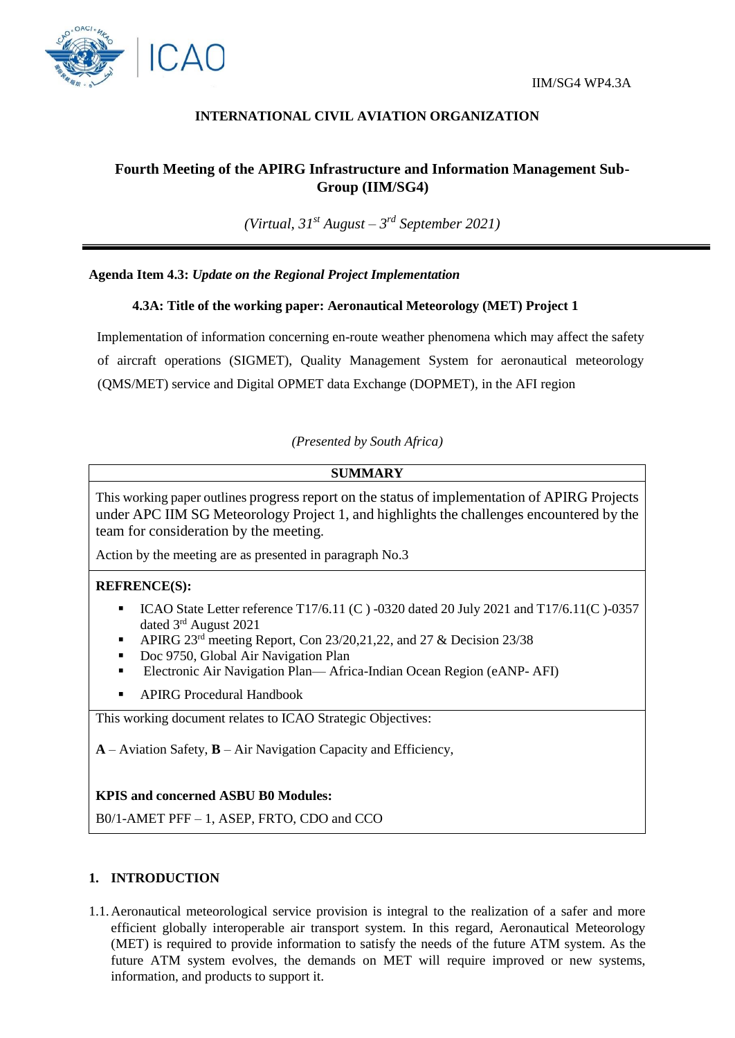IIM/SG4 WP4.3A

**INTERNATIONAL CIVIL AVIATION ORGANIZATION**

# Fourth Meeting of the APIRG Infrastructure and Information Management Sub-Group (IIM/SG4)

*(Virtual, 31st August – 3rd September 2021)*

---

**Agenda Item 4.3:** ***Update on the Regional Project Implementation***

**4.3A: Title of the working paper: Aeronautical Meteorology (MET) Project 1**

Implementation of information concerning en-route weather phenomena which may affect the safety of aircraft operations (SIGMET), Quality Management System for aeronautical meteorology (QMS/MET) service and Digital OPMET data Exchange (DOPMET), in the AFI region

*(Presented by South Africa)*

| **SUMMARY** |
|---|
| This working paper outlines progress report on the status of implementation of APIRG Projects under APC IIM SG Meteorology Project 1, and highlights the challenges encountered by the team for consideration by the meeting.<br><br>Action by the meeting are as presented in paragraph No.3 |
| **REFRENCE(S):**<br>▪ ICAO State Letter reference T17/6.11 (C ) -0320 dated 20 July 2021 and T17/6.11(C )-0357 dated 3rd August 2021<br>▪ APIRG 23rd meeting Report, Con 23/20,21,22, and 27 & Decision 23/38<br>▪ Doc 9750, Global Air Navigation Plan<br>▪ Electronic Air Navigation Plan— Africa-Indian Ocean Region (eANP- AFI)<br>▪ APIRG Procedural Handbook |
| This working document relates to ICAO Strategic Objectives:<br><br>**A** – Aviation Safety, **B** – Air Navigation Capacity and Efficiency,<br><br>**KPIS and concerned ASBU B0 Modules:**<br>B0/1-AMET PFF – 1, ASEP, FRTO, CDO and CCO |

## 1. INTRODUCTION

1.1. Aeronautical meteorological service provision is integral to the realization of a safer and more efficient globally interoperable air transport system. In this regard, Aeronautical Meteorology (MET) is required to provide information to satisfy the needs of the future ATM system. As the future ATM system evolves, the demands on MET will require improved or new systems, information, and products to support it.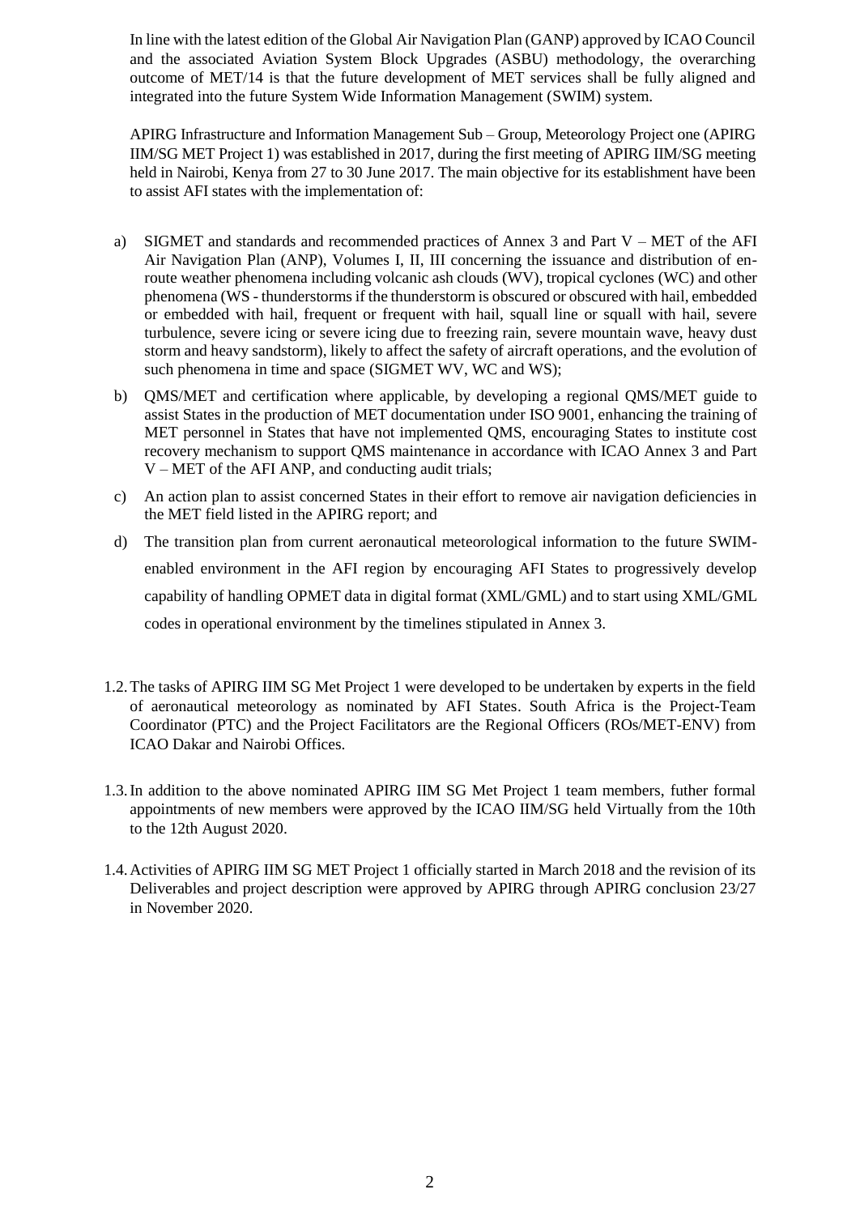In line with the latest edition of the Global Air Navigation Plan (GANP) approved by ICAO Council and the associated Aviation System Block Upgrades (ASBU) methodology, the overarching outcome of MET/14 is that the future development of MET services shall be fully aligned and integrated into the future System Wide Information Management (SWIM) system.

APIRG Infrastructure and Information Management Sub – Group, Meteorology Project one (APIRG IIM/SG MET Project 1) was established in 2017, during the first meeting of APIRG IIM/SG meeting held in Nairobi, Kenya from 27 to 30 June 2017. The main objective for its establishment have been to assist AFI states with the implementation of:

a) SIGMET and standards and recommended practices of Annex 3 and Part V – MET of the AFI Air Navigation Plan (ANP), Volumes I, II, III concerning the issuance and distribution of en-route weather phenomena including volcanic ash clouds (WV), tropical cyclones (WC) and other phenomena (WS - thunderstorms if the thunderstorm is obscured or obscured with hail, embedded or embedded with hail, frequent or frequent with hail, squall line or squall with hail, severe turbulence, severe icing or severe icing due to freezing rain, severe mountain wave, heavy dust storm and heavy sandstorm), likely to affect the safety of aircraft operations, and the evolution of such phenomena in time and space (SIGMET WV, WC and WS);

b) QMS/MET and certification where applicable, by developing a regional QMS/MET guide to assist States in the production of MET documentation under ISO 9001, enhancing the training of MET personnel in States that have not implemented QMS, encouraging States to institute cost recovery mechanism to support QMS maintenance in accordance with ICAO Annex 3 and Part V – MET of the AFI ANP, and conducting audit trials;

c) An action plan to assist concerned States in their effort to remove air navigation deficiencies in the MET field listed in the APIRG report; and

d) The transition plan from current aeronautical meteorological information to the future SWIM-enabled environment in the AFI region by encouraging AFI States to progressively develop capability of handling OPMET data in digital format (XML/GML) and to start using XML/GML codes in operational environment by the timelines stipulated in Annex 3.

1.2. The tasks of APIRG IIM SG Met Project 1 were developed to be undertaken by experts in the field of aeronautical meteorology as nominated by AFI States. South Africa is the Project-Team Coordinator (PTC) and the Project Facilitators are the Regional Officers (ROs/MET-ENV) from ICAO Dakar and Nairobi Offices.

1.3. In addition to the above nominated APIRG IIM SG Met Project 1 team members, futher formal appointments of new members were approved by the ICAO IIM/SG held Virtually from the 10th to the 12th August 2020.

1.4. Activities of APIRG IIM SG MET Project 1 officially started in March 2018 and the revision of its Deliverables and project description were approved by APIRG through APIRG conclusion 23/27 in November 2020.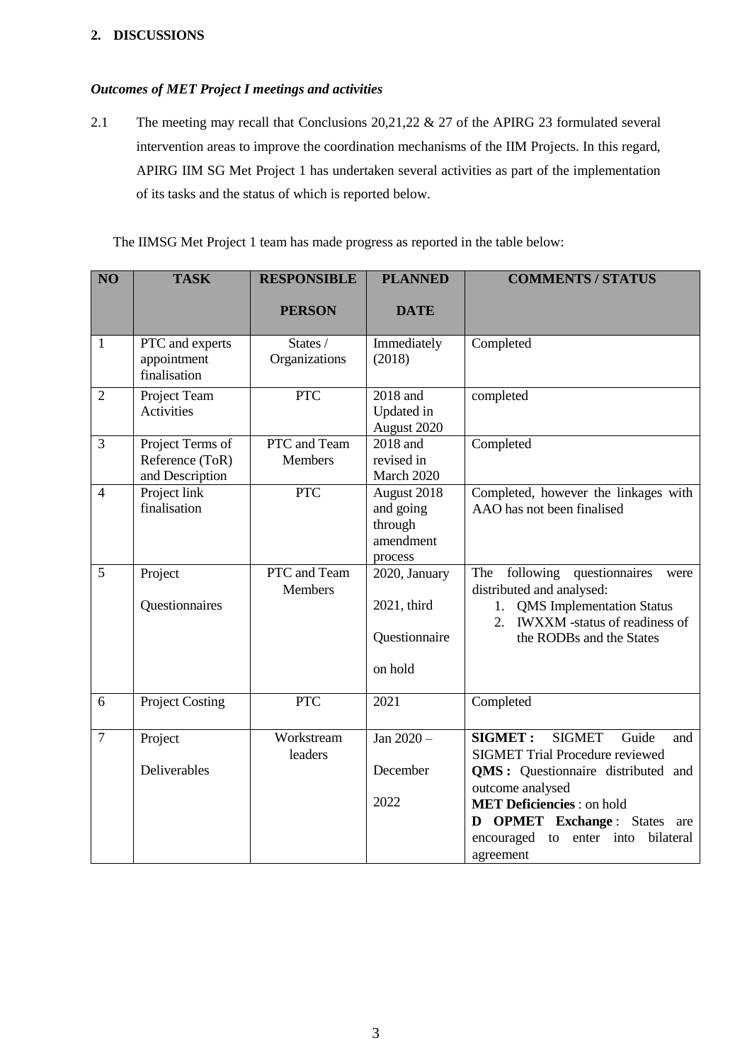**2. DISCUSSIONS**

***Outcomes of MET Project I meetings and activities***

2.1 The meeting may recall that Conclusions 20,21,22 & 27 of the APIRG 23 formulated several intervention areas to improve the coordination mechanisms of the IIM Projects. In this regard, APIRG IIM SG Met Project 1 has undertaken several activities as part of the implementation of its tasks and the status of which is reported below.

The IIMSG Met Project 1 team has made progress as reported in the table below:

| NO | TASK | RESPONSIBLE PERSON | PLANNED DATE | COMMENTS / STATUS |
|---|---|---|---|---|
| 1 | PTC and experts appointment finalisation | States / Organizations | Immediately (2018) | Completed |
| 2 | Project Team Activities | PTC | 2018 and Updated in August 2020 | completed |
| 3 | Project Terms of Reference (ToR) and Description | PTC and Team Members | 2018 and revised in March 2020 | Completed |
| 4 | Project link finalisation | PTC | August 2018 and going through amendment process | Completed, however the linkages with AAO has not been finalised |
| 5 | Project Questionnaires | PTC and Team Members | 2020, January<br>2021, third<br>Questionnaire<br>on hold | The following questionnaires were distributed and analysed:<br>1. QMS Implementation Status<br>2. IWXXM -status of readiness of the RODBs and the States |
| 6 | Project Costing | PTC | 2021 | Completed |
| 7 | Project Deliverables | Workstream leaders | Jan 2020 – December 2022 | **SIGMET :** SIGMET Guide and SIGMET Trial Procedure reviewed<br>**QMS :** Questionnaire distributed and outcome analysed<br>**MET Deficiencies** : on hold<br>**D OPMET Exchange** : States are encouraged to enter into bilateral agreement |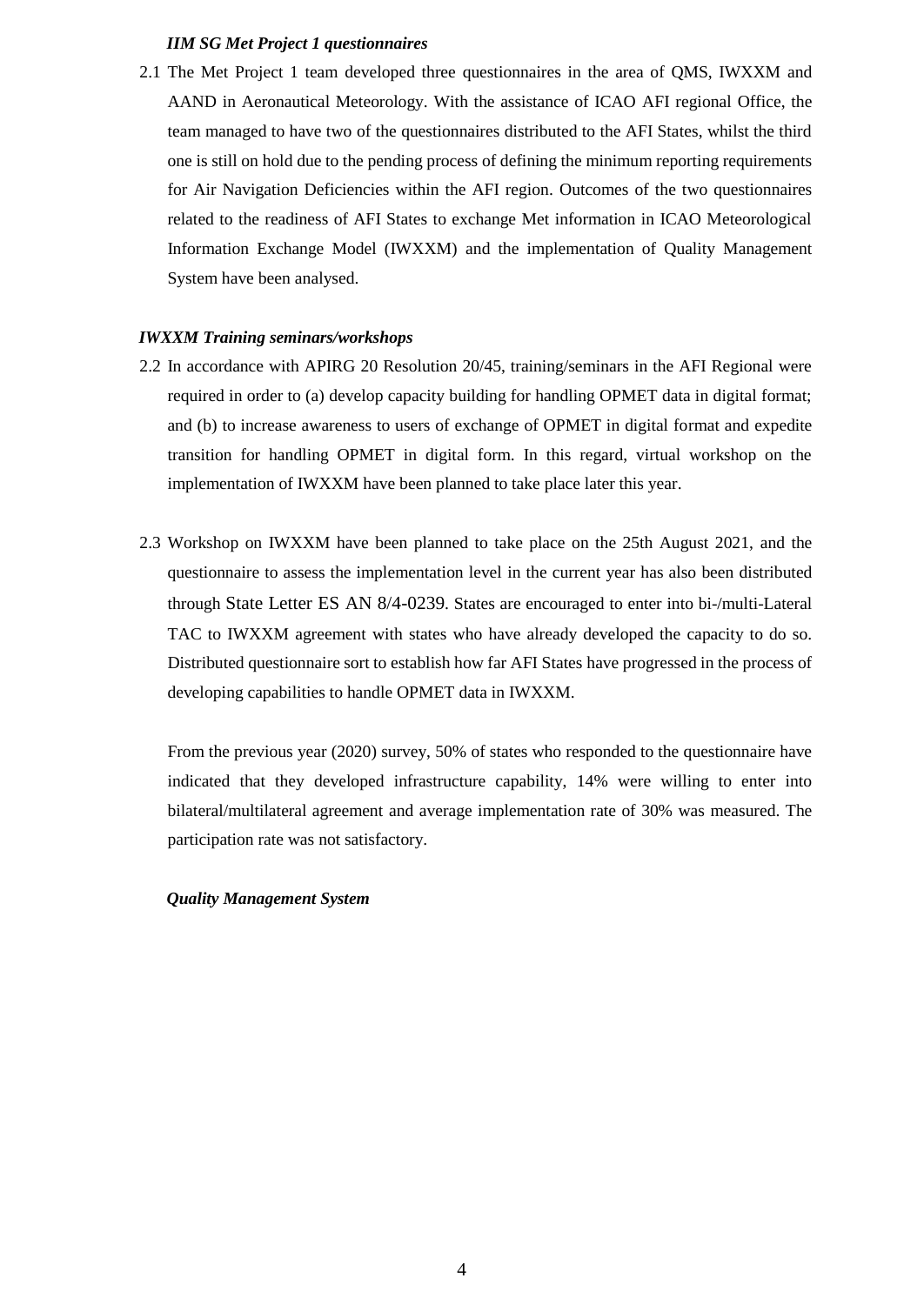***IIM SG Met Project 1 questionnaires***

2.1 The Met Project 1 team developed three questionnaires in the area of QMS, IWXXM and AAND in Aeronautical Meteorology. With the assistance of ICAO AFI regional Office, the team managed to have two of the questionnaires distributed to the AFI States, whilst the third one is still on hold due to the pending process of defining the minimum reporting requirements for Air Navigation Deficiencies within the AFI region. Outcomes of the two questionnaires related to the readiness of AFI States to exchange Met information in ICAO Meteorological Information Exchange Model (IWXXM) and the implementation of Quality Management System have been analysed.

***IWXXM Training seminars/workshops***

2.2 In accordance with APIRG 20 Resolution 20/45, training/seminars in the AFI Regional were required in order to (a) develop capacity building for handling OPMET data in digital format; and (b) to increase awareness to users of exchange of OPMET in digital format and expedite transition for handling OPMET in digital form. In this regard, virtual workshop on the implementation of IWXXM have been planned to take place later this year.

2.3 Workshop on IWXXM have been planned to take place on the 25th August 2021, and the questionnaire to assess the implementation level in the current year has also been distributed through State Letter ES AN 8/4-0239. States are encouraged to enter into bi-/multi-Lateral TAC to IWXXM agreement with states who have already developed the capacity to do so. Distributed questionnaire sort to establish how far AFI States have progressed in the process of developing capabilities to handle OPMET data in IWXXM.

From the previous year (2020) survey, 50% of states who responded to the questionnaire have indicated that they developed infrastructure capability, 14% were willing to enter into bilateral/multilateral agreement and average implementation rate of 30% was measured. The participation rate was not satisfactory.

***Quality Management System***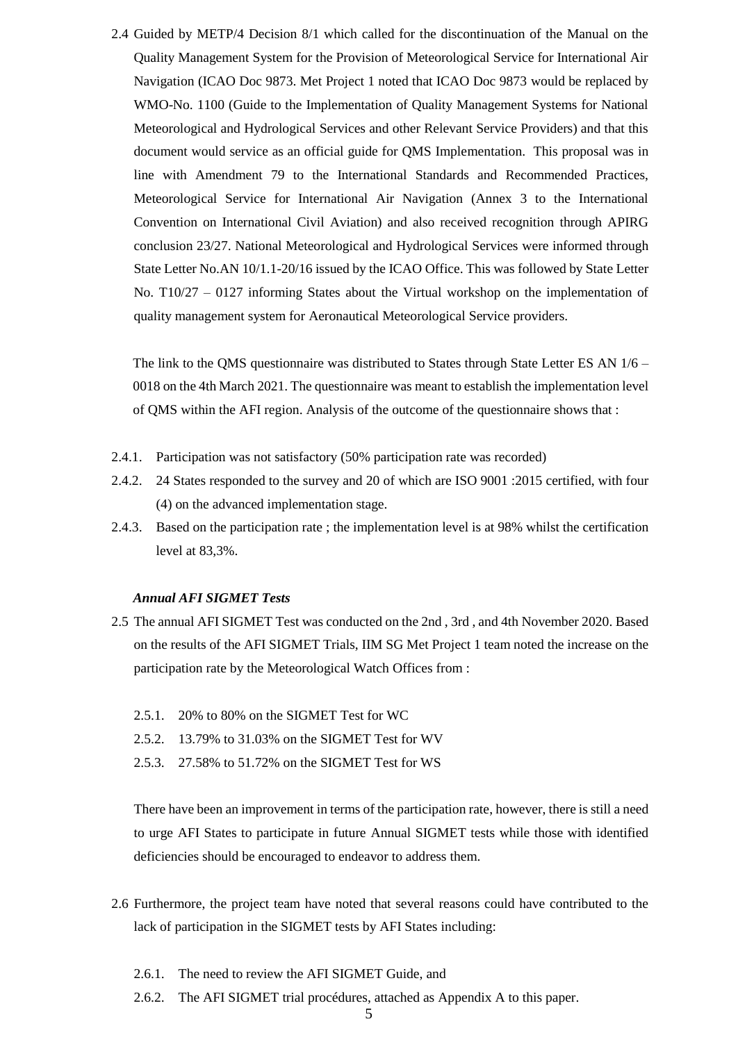2.4 Guided by METP/4 Decision 8/1 which called for the discontinuation of the Manual on the Quality Management System for the Provision of Meteorological Service for International Air Navigation (ICAO Doc 9873. Met Project 1 noted that ICAO Doc 9873 would be replaced by WMO-No. 1100 (Guide to the Implementation of Quality Management Systems for National Meteorological and Hydrological Services and other Relevant Service Providers) and that this document would service as an official guide for QMS Implementation. This proposal was in line with Amendment 79 to the International Standards and Recommended Practices, Meteorological Service for International Air Navigation (Annex 3 to the International Convention on International Civil Aviation) and also received recognition through APIRG conclusion 23/27. National Meteorological and Hydrological Services were informed through State Letter No.AN 10/1.1-20/16 issued by the ICAO Office. This was followed by State Letter No. T10/27 – 0127 informing States about the Virtual workshop on the implementation of quality management system for Aeronautical Meteorological Service providers.

The link to the QMS questionnaire was distributed to States through State Letter ES AN 1/6 – 0018 on the 4th March 2021. The questionnaire was meant to establish the implementation level of QMS within the AFI region. Analysis of the outcome of the questionnaire shows that :

2.4.1. Participation was not satisfactory (50% participation rate was recorded)

2.4.2. 24 States responded to the survey and 20 of which are ISO 9001 :2015 certified, with four (4) on the advanced implementation stage.

2.4.3. Based on the participation rate ; the implementation level is at 98% whilst the certification level at 83,3%.

***Annual AFI SIGMET Tests***

2.5 The annual AFI SIGMET Test was conducted on the 2nd , 3rd , and 4th November 2020. Based on the results of the AFI SIGMET Trials, IIM SG Met Project 1 team noted the increase on the participation rate by the Meteorological Watch Offices from :

2.5.1. 20% to 80% on the SIGMET Test for WC

2.5.2. 13.79% to 31.03% on the SIGMET Test for WV

2.5.3. 27.58% to 51.72% on the SIGMET Test for WS

There have been an improvement in terms of the participation rate, however, there is still a need to urge AFI States to participate in future Annual SIGMET tests while those with identified deficiencies should be encouraged to endeavor to address them.

2.6 Furthermore, the project team have noted that several reasons could have contributed to the lack of participation in the SIGMET tests by AFI States including:

2.6.1. The need to review the AFI SIGMET Guide, and

2.6.2. The AFI SIGMET trial procédures, attached as Appendix A to this paper.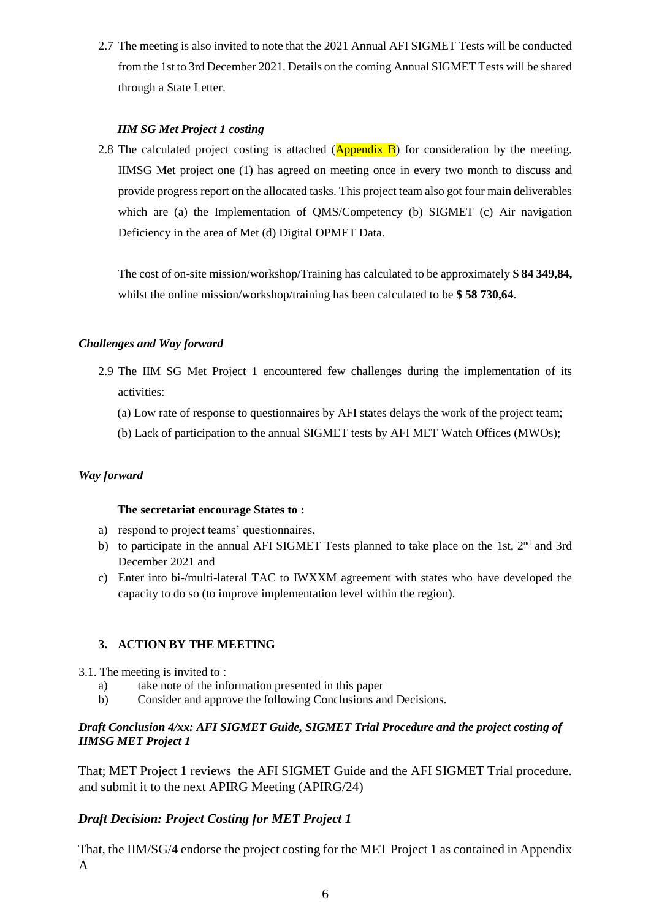2.7 The meeting is also invited to note that the 2021 Annual AFI SIGMET Tests will be conducted from the 1st to 3rd December 2021. Details on the coming Annual SIGMET Tests will be shared through a State Letter.

***IIM SG Met Project 1 costing***

2.8 The calculated project costing is attached (Appendix B) for consideration by the meeting. IIMSG Met project one (1) has agreed on meeting once in every two month to discuss and provide progress report on the allocated tasks. This project team also got four main deliverables which are (a) the Implementation of QMS/Competency (b) SIGMET (c) Air navigation Deficiency in the area of Met (d) Digital OPMET Data.

The cost of on-site mission/workshop/Training has calculated to be approximately **$ 84 349,84,** whilst the online mission/workshop/training has been calculated to be **$ 58 730,64**.

***Challenges and Way forward***

2.9 The IIM SG Met Project 1 encountered few challenges during the implementation of its activities:

(a) Low rate of response to questionnaires by AFI states delays the work of the project team;

(b) Lack of participation to the annual SIGMET tests by AFI MET Watch Offices (MWOs);

***Way forward***

**The secretariat encourage States to :**

a) respond to project teams' questionnaires,
b) to participate in the annual AFI SIGMET Tests planned to take place on the 1st, 2nd and 3rd December 2021 and
c) Enter into bi-/multi-lateral TAC to IWXXM agreement with states who have developed the capacity to do so (to improve implementation level within the region).

### 3. ACTION BY THE MEETING

3.1. The meeting is invited to :

a) take note of the information presented in this paper
b) Consider and approve the following Conclusions and Decisions.

***Draft Conclusion 4/xx: AFI SIGMET Guide, SIGMET Trial Procedure and the project costing of IIMSG MET Project 1***

That; MET Project 1 reviews the AFI SIGMET Guide and the AFI SIGMET Trial procedure. and submit it to the next APIRG Meeting (APIRG/24)

***Draft Decision: Project Costing for MET Project 1***

That, the IIM/SG/4 endorse the project costing for the MET Project 1 as contained in Appendix A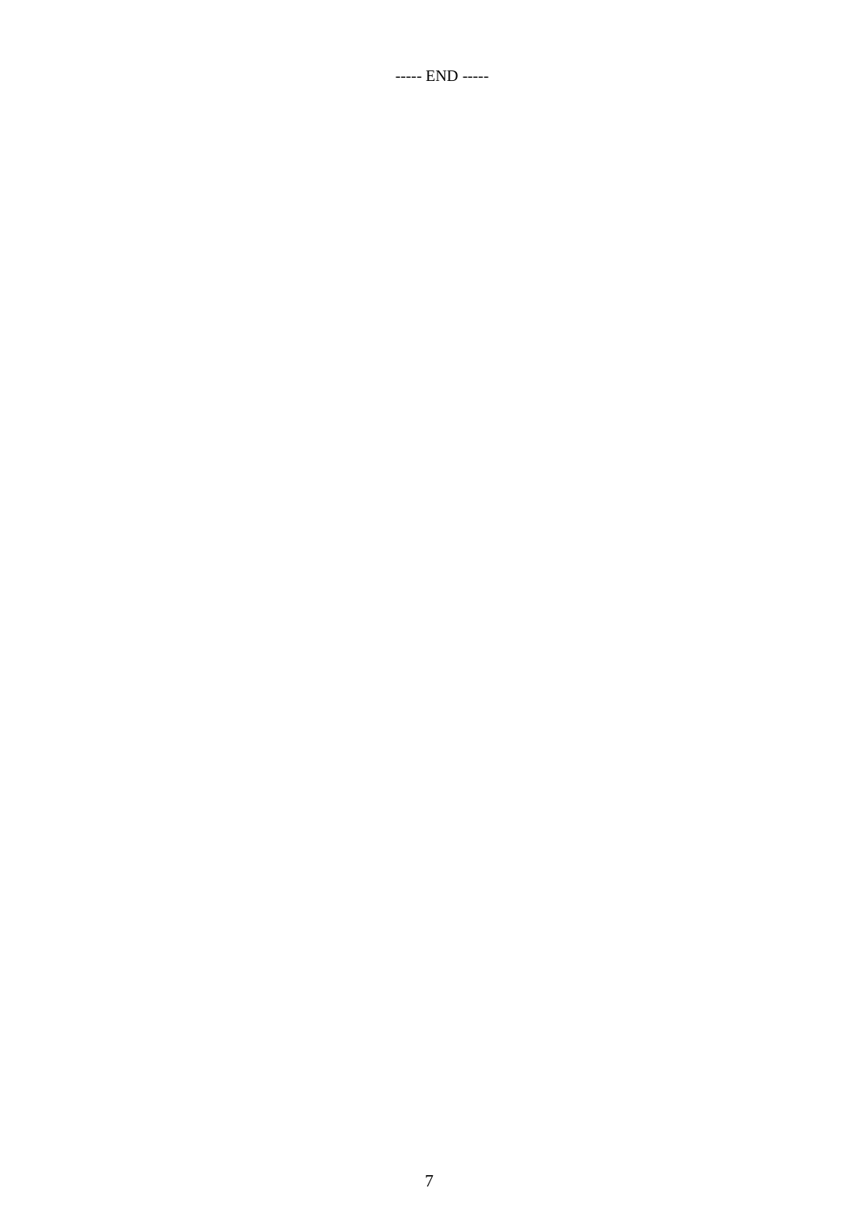----- END -----